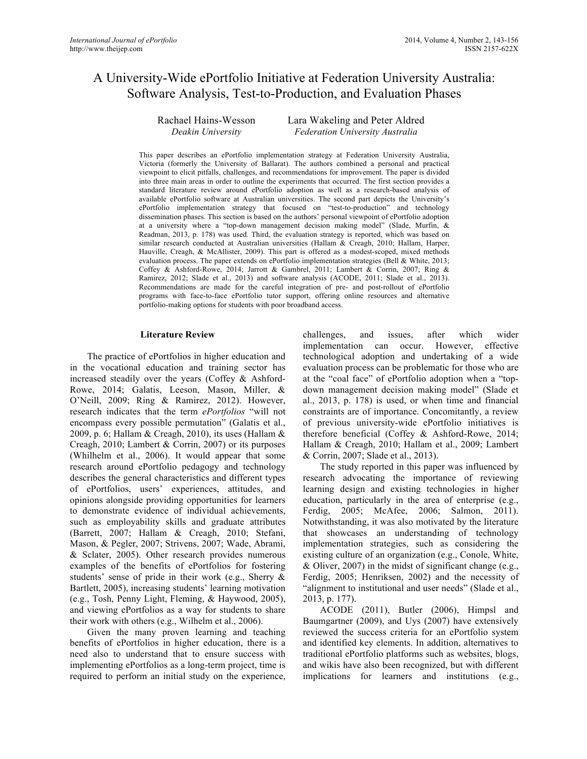# A University-Wide ePortfolio Initiative at Federation University Australia: Software Analysis, Test-to-Production, and Evaluation Phases

Rachael Hains-Wesson
*Deakin University*

Lara Wakeling and Peter Aldred
*Federation University Australia*

This paper describes an ePortfolio implementation strategy at Federation University Australia, Victoria (formerly the University of Ballarat). The authors combined a personal and practical viewpoint to elicit pitfalls, challenges, and recommendations for improvement. The paper is divided into three main areas in order to outline the experiments that occurred. The first section provides a standard literature review around ePortfolio adoption as well as a research-based analysis of available ePortfolio software at Australian universities. The second part depicts the University's ePortfolio implementation strategy that focused on "test-to-production" and technology dissemination phases. This section is based on the authors' personal viewpoint of ePortfolio adoption at a university where a "top-down management decision making model" (Slade, Murfin, & Readman, 2013, p. 178) was used. Third, the evaluation strategy is reported, which was based on similar research conducted at Australian universities (Hallam & Creagh, 2010; Hallam, Harper, Hauville, Creagh, & McAllister, 2009). This part is offered as a modest-scoped, mixed methods evaluation process. The paper extends on ePortfolio implementation strategies (Bell & White, 2013; Coffey & Ashford-Rowe, 2014; Jarrott & Gambrel, 2011; Lambert & Corrin, 2007; Ring & Ramirez, 2012; Slade et al., 2013) and software analysis (ACODE, 2011; Slade et al., 2013). Recommendations are made for the careful integration of pre- and post-rollout of ePortfolio programs with face-to-face ePortfolio tutor support, offering online resources and alternative portfolio-making options for students with poor broadband access.

## Literature Review

The practice of ePortfolios in higher education and in the vocational education and training sector has increased steadily over the years (Coffey & Ashford-Rowe, 2014; Galatis, Leeson, Mason, Miller, & O'Neill, 2009; Ring & Ramirez, 2012). However, research indicates that the term *ePortfolios* "will not encompass every possible permutation" (Galatis et al., 2009, p. 6; Hallam & Creagh, 2010), its uses (Hallam & Creagh, 2010; Lambert & Corrin, 2007) or its purposes (Whilhelm et al., 2006). It would appear that some research around ePortfolio pedagogy and technology describes the general characteristics and different types of ePortfolios, users' experiences, attitudes, and opinions alongside providing opportunities for learners to demonstrate evidence of individual achievements, such as employability skills and graduate attributes (Barrett, 2007; Hallam & Creagh, 2010; Stefani, Mason, & Pegler, 2007; Strivens, 2007; Wade, Abrami, & Sclater, 2005). Other research provides numerous examples of the benefits of ePortfolios for fostering students' sense of pride in their work (e.g., Sherry & Bartlett, 2005), increasing students' learning motivation (e.g., Tosh, Penny Light, Fleming, & Haywood, 2005), and viewing ePortfolios as a way for students to share their work with others (e.g., Wilhelm et al., 2006).

Given the many proven learning and teaching benefits of ePortfolios in higher education, there is a need also to understand that to ensure success with implementing ePortfolios as a long-term project, time is required to perform an initial study on the experience, challenges, and issues, after which wider implementation can occur. However, effective technological adoption and undertaking of a wide evaluation process can be problematic for those who are at the "coal face" of ePortfolio adoption when a "top-down management decision making model" (Slade et al., 2013, p. 178) is used, or when time and financial constraints are of importance. Concomitantly, a review of previous university-wide ePortfolio initiatives is therefore beneficial (Coffey & Ashford-Rowe, 2014; Hallam & Creagh, 2010; Hallam et al., 2009; Lambert & Corrin, 2007; Slade et al., 2013).

The study reported in this paper was influenced by research advocating the importance of reviewing learning design and existing technologies in higher education, particularly in the area of enterprise (e.g., Ferdig, 2005; McAfee, 2006; Salmon, 2011). Notwithstanding, it was also motivated by the literature that showcases an understanding of technology implementation strategies, such as considering the existing culture of an organization (e.g., Conole, White, & Oliver, 2007) in the midst of significant change (e.g., Ferdig, 2005; Henriksen, 2002) and the necessity of "alignment to institutional and user needs" (Slade et al., 2013, p. 177).

ACODE (2011), Butler (2006), Himpsl and Baumgartner (2009), and Uys (2007) have extensively reviewed the success criteria for an ePortfolio system and identified key elements. In addition, alternatives to traditional ePortfolio platforms such as websites, blogs, and wikis have also been recognized, but with different implications for learners and institutions (e.g.,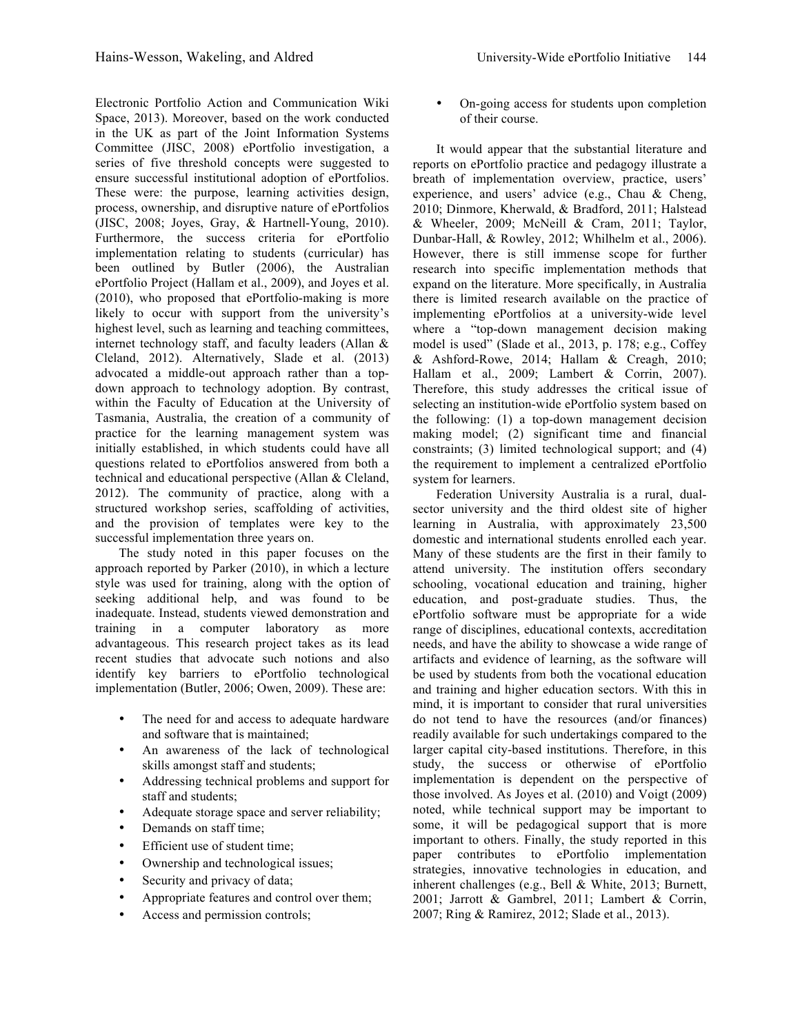Electronic Portfolio Action and Communication Wiki Space, 2013). Moreover, based on the work conducted in the UK as part of the Joint Information Systems Committee (JISC, 2008) ePortfolio investigation, a series of five threshold concepts were suggested to ensure successful institutional adoption of ePortfolios. These were: the purpose, learning activities design, process, ownership, and disruptive nature of ePortfolios (JISC, 2008; Joyes, Gray, & Hartnell-Young, 2010). Furthermore, the success criteria for ePortfolio implementation relating to students (curricular) has been outlined by Butler (2006), the Australian ePortfolio Project (Hallam et al., 2009), and Joyes et al. (2010), who proposed that ePortfolio-making is more likely to occur with support from the university's highest level, such as learning and teaching committees, internet technology staff, and faculty leaders (Allan & Cleland, 2012). Alternatively, Slade et al. (2013) advocated a middle-out approach rather than a top-down approach to technology adoption. By contrast, within the Faculty of Education at the University of Tasmania, Australia, the creation of a community of practice for the learning management system was initially established, in which students could have all questions related to ePortfolios answered from both a technical and educational perspective (Allan & Cleland, 2012). The community of practice, along with a structured workshop series, scaffolding of activities, and the provision of templates were key to the successful implementation three years on.

The study noted in this paper focuses on the approach reported by Parker (2010), in which a lecture style was used for training, along with the option of seeking additional help, and was found to be inadequate. Instead, students viewed demonstration and training in a computer laboratory as more advantageous. This research project takes as its lead recent studies that advocate such notions and also identify key barriers to ePortfolio technological implementation (Butler, 2006; Owen, 2009). These are:

- The need for and access to adequate hardware and software that is maintained;
- An awareness of the lack of technological skills amongst staff and students;
- Addressing technical problems and support for staff and students;
- Adequate storage space and server reliability;
- Demands on staff time;
- Efficient use of student time;
- Ownership and technological issues;
- Security and privacy of data;
- Appropriate features and control over them;
- Access and permission controls;
- On-going access for students upon completion of their course.

It would appear that the substantial literature and reports on ePortfolio practice and pedagogy illustrate a breath of implementation overview, practice, users' experience, and users' advice (e.g., Chau & Cheng, 2010; Dinmore, Kherwald, & Bradford, 2011; Halstead & Wheeler, 2009; McNeill & Cram, 2011; Taylor, Dunbar-Hall, & Rowley, 2012; Whilhelm et al., 2006). However, there is still immense scope for further research into specific implementation methods that expand on the literature. More specifically, in Australia there is limited research available on the practice of implementing ePortfolios at a university-wide level where a "top-down management decision making model is used" (Slade et al., 2013, p. 178; e.g., Coffey & Ashford-Rowe, 2014; Hallam & Creagh, 2010; Hallam et al., 2009; Lambert & Corrin, 2007). Therefore, this study addresses the critical issue of selecting an institution-wide ePortfolio system based on the following: (1) a top-down management decision making model; (2) significant time and financial constraints; (3) limited technological support; and (4) the requirement to implement a centralized ePortfolio system for learners.

Federation University Australia is a rural, dual-sector university and the third oldest site of higher learning in Australia, with approximately 23,500 domestic and international students enrolled each year. Many of these students are the first in their family to attend university. The institution offers secondary schooling, vocational education and training, higher education, and post-graduate studies. Thus, the ePortfolio software must be appropriate for a wide range of disciplines, educational contexts, accreditation needs, and have the ability to showcase a wide range of artifacts and evidence of learning, as the software will be used by students from both the vocational education and training and higher education sectors. With this in mind, it is important to consider that rural universities do not tend to have the resources (and/or finances) readily available for such undertakings compared to the larger capital city-based institutions. Therefore, in this study, the success or otherwise of ePortfolio implementation is dependent on the perspective of those involved. As Joyes et al. (2010) and Voigt (2009) noted, while technical support may be important to some, it will be pedagogical support that is more important to others. Finally, the study reported in this paper contributes to ePortfolio implementation strategies, innovative technologies in education, and inherent challenges (e.g., Bell & White, 2013; Burnett, 2001; Jarrott & Gambrel, 2011; Lambert & Corrin, 2007; Ring & Ramirez, 2012; Slade et al., 2013).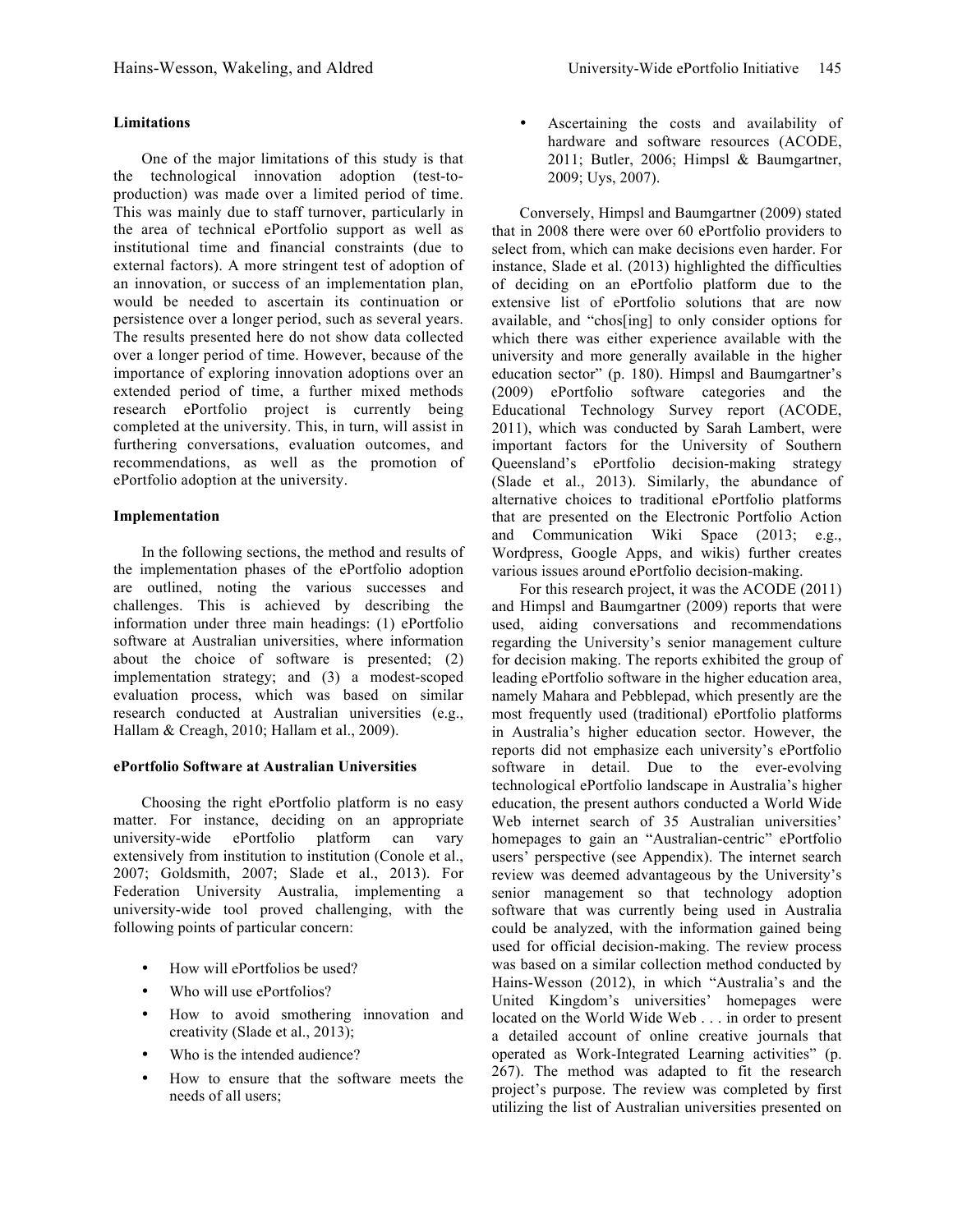**Limitations**

One of the major limitations of this study is that the technological innovation adoption (test-to-production) was made over a limited period of time. This was mainly due to staff turnover, particularly in the area of technical ePortfolio support as well as institutional time and financial constraints (due to external factors). A more stringent test of adoption of an innovation, or success of an implementation plan, would be needed to ascertain its continuation or persistence over a longer period, such as several years. The results presented here do not show data collected over a longer period of time. However, because of the importance of exploring innovation adoptions over an extended period of time, a further mixed methods research ePortfolio project is currently being completed at the university. This, in turn, will assist in furthering conversations, evaluation outcomes, and recommendations, as well as the promotion of ePortfolio adoption at the university.

**Implementation**

In the following sections, the method and results of the implementation phases of the ePortfolio adoption are outlined, noting the various successes and challenges. This is achieved by describing the information under three main headings: (1) ePortfolio software at Australian universities, where information about the choice of software is presented; (2) implementation strategy; and (3) a modest-scoped evaluation process, which was based on similar research conducted at Australian universities (e.g., Hallam & Creagh, 2010; Hallam et al., 2009).

**ePortfolio Software at Australian Universities**

Choosing the right ePortfolio platform is no easy matter. For instance, deciding on an appropriate university-wide ePortfolio platform can vary extensively from institution to institution (Conole et al., 2007; Goldsmith, 2007; Slade et al., 2013). For Federation University Australia, implementing a university-wide tool proved challenging, with the following points of particular concern:

- How will ePortfolios be used?
- Who will use ePortfolios?
- How to avoid smothering innovation and creativity (Slade et al., 2013);
- Who is the intended audience?
- How to ensure that the software meets the needs of all users;
- Ascertaining the costs and availability of hardware and software resources (ACODE, 2011; Butler, 2006; Himpsl & Baumgartner, 2009; Uys, 2007).

Conversely, Himpsl and Baumgartner (2009) stated that in 2008 there were over 60 ePortfolio providers to select from, which can make decisions even harder. For instance, Slade et al. (2013) highlighted the difficulties of deciding on an ePortfolio platform due to the extensive list of ePortfolio solutions that are now available, and "chos[ing] to only consider options for which there was either experience available with the university and more generally available in the higher education sector" (p. 180). Himpsl and Baumgartner's (2009) ePortfolio software categories and the Educational Technology Survey report (ACODE, 2011), which was conducted by Sarah Lambert, were important factors for the University of Southern Queensland's ePortfolio decision-making strategy (Slade et al., 2013). Similarly, the abundance of alternative choices to traditional ePortfolio platforms that are presented on the Electronic Portfolio Action and Communication Wiki Space (2013; e.g., Wordpress, Google Apps, and wikis) further creates various issues around ePortfolio decision-making.

For this research project, it was the ACODE (2011) and Himpsl and Baumgartner (2009) reports that were used, aiding conversations and recommendations regarding the University's senior management culture for decision making. The reports exhibited the group of leading ePortfolio software in the higher education area, namely Mahara and Pebblepad, which presently are the most frequently used (traditional) ePortfolio platforms in Australia's higher education sector. However, the reports did not emphasize each university's ePortfolio software in detail. Due to the ever-evolving technological ePortfolio landscape in Australia's higher education, the present authors conducted a World Wide Web internet search of 35 Australian universities' homepages to gain an "Australian-centric" ePortfolio users' perspective (see Appendix). The internet search review was deemed advantageous by the University's senior management so that technology adoption software that was currently being used in Australia could be analyzed, with the information gained being used for official decision-making. The review process was based on a similar collection method conducted by Hains-Wesson (2012), in which "Australia's and the United Kingdom's universities' homepages were located on the World Wide Web . . . in order to present a detailed account of online creative journals that operated as Work-Integrated Learning activities" (p. 267). The method was adapted to fit the research project's purpose. The review was completed by first utilizing the list of Australian universities presented on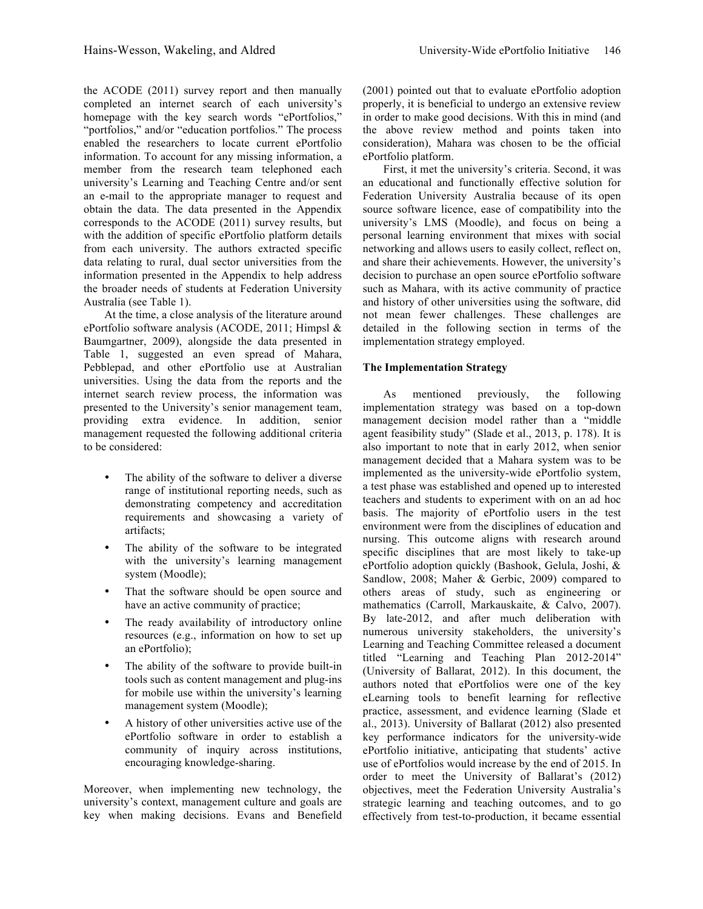the ACODE (2011) survey report and then manually completed an internet search of each university's homepage with the key search words "ePortfolios," "portfolios," and/or "education portfolios." The process enabled the researchers to locate current ePortfolio information. To account for any missing information, a member from the research team telephoned each university's Learning and Teaching Centre and/or sent an e-mail to the appropriate manager to request and obtain the data. The data presented in the Appendix corresponds to the ACODE (2011) survey results, but with the addition of specific ePortfolio platform details from each university. The authors extracted specific data relating to rural, dual sector universities from the information presented in the Appendix to help address the broader needs of students at Federation University Australia (see Table 1).

At the time, a close analysis of the literature around ePortfolio software analysis (ACODE, 2011; Himpsl & Baumgartner, 2009), alongside the data presented in Table 1, suggested an even spread of Mahara, Pebblepad, and other ePortfolio use at Australian universities. Using the data from the reports and the internet search review process, the information was presented to the University's senior management team, providing extra evidence. In addition, senior management requested the following additional criteria to be considered:

- The ability of the software to deliver a diverse range of institutional reporting needs, such as demonstrating competency and accreditation requirements and showcasing a variety of artifacts;
- The ability of the software to be integrated with the university's learning management system (Moodle);
- That the software should be open source and have an active community of practice;
- The ready availability of introductory online resources (e.g., information on how to set up an ePortfolio);
- The ability of the software to provide built-in tools such as content management and plug-ins for mobile use within the university's learning management system (Moodle);
- A history of other universities active use of the ePortfolio software in order to establish a community of inquiry across institutions, encouraging knowledge-sharing.

Moreover, when implementing new technology, the university's context, management culture and goals are key when making decisions. Evans and Benefield (2001) pointed out that to evaluate ePortfolio adoption properly, it is beneficial to undergo an extensive review in order to make good decisions. With this in mind (and the above review method and points taken into consideration), Mahara was chosen to be the official ePortfolio platform.

First, it met the university's criteria. Second, it was an educational and functionally effective solution for Federation University Australia because of its open source software licence, ease of compatibility into the university's LMS (Moodle), and focus on being a personal learning environment that mixes with social networking and allows users to easily collect, reflect on, and share their achievements. However, the university's decision to purchase an open source ePortfolio software such as Mahara, with its active community of practice and history of other universities using the software, did not mean fewer challenges. These challenges are detailed in the following section in terms of the implementation strategy employed.

## The Implementation Strategy

As mentioned previously, the following implementation strategy was based on a top-down management decision model rather than a "middle agent feasibility study" (Slade et al., 2013, p. 178). It is also important to note that in early 2012, when senior management decided that a Mahara system was to be implemented as the university-wide ePortfolio system, a test phase was established and opened up to interested teachers and students to experiment with on an ad hoc basis. The majority of ePortfolio users in the test environment were from the disciplines of education and nursing. This outcome aligns with research around specific disciplines that are most likely to take-up ePortfolio adoption quickly (Bashook, Gelula, Joshi, & Sandlow, 2008; Maher & Gerbic, 2009) compared to others areas of study, such as engineering or mathematics (Carroll, Markauskaite, & Calvo, 2007). By late-2012, and after much deliberation with numerous university stakeholders, the university's Learning and Teaching Committee released a document titled "Learning and Teaching Plan 2012-2014" (University of Ballarat, 2012). In this document, the authors noted that ePortfolios were one of the key eLearning tools to benefit learning for reflective practice, assessment, and evidence learning (Slade et al., 2013). University of Ballarat (2012) also presented key performance indicators for the university-wide ePortfolio initiative, anticipating that students' active use of ePortfolios would increase by the end of 2015. In order to meet the University of Ballarat's (2012) objectives, meet the Federation University Australia's strategic learning and teaching outcomes, and to go effectively from test-to-production, it became essential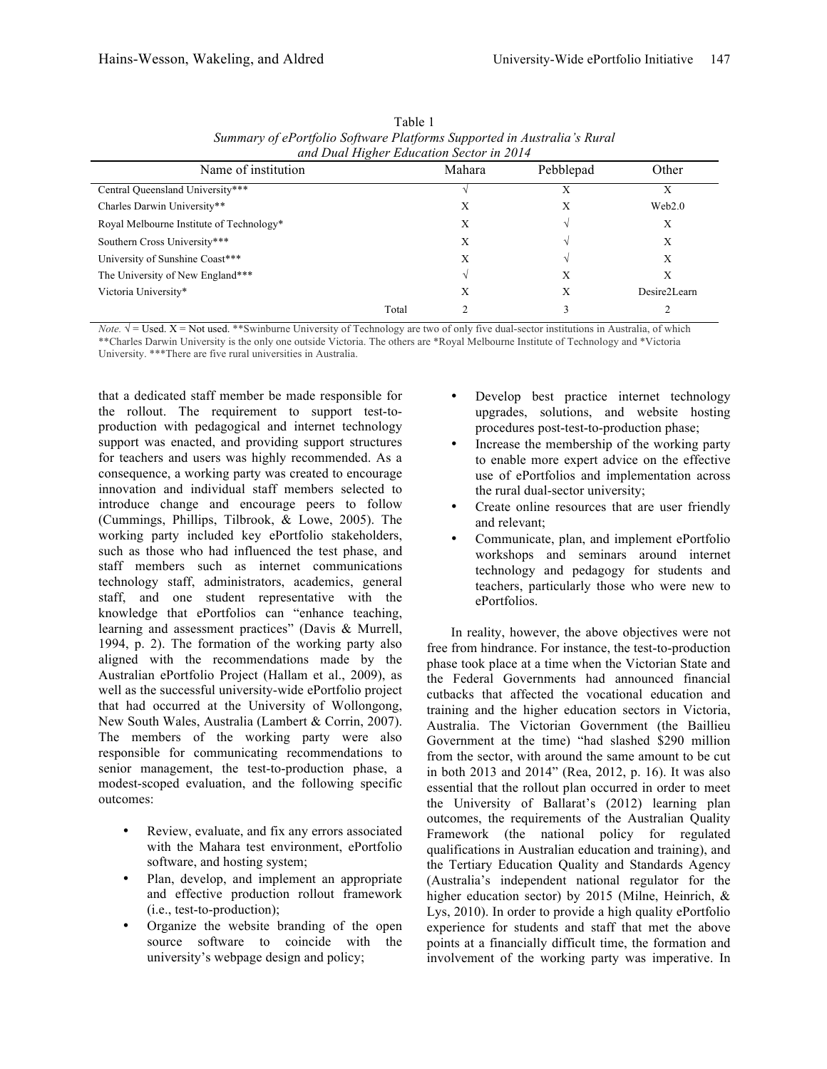Table 1
*Summary of ePortfolio Software Platforms Supported in Australia's Rural and Dual Higher Education Sector in 2014*

| Name of institution | Mahara | Pebblepad | Other |
|---|---|---|---|
| Central Queensland University*** | √ | X | X |
| Charles Darwin University** | X | X | Web2.0 |
| Royal Melbourne Institute of Technology* | X | √ | X |
| Southern Cross University*** | X | √ | X |
| University of Sunshine Coast*** | X | √ | X |
| The University of New England*** | √ | X | X |
| Victoria University* | X | X | Desire2Learn |
| Total | 2 | 3 | 2 |

*Note.* √ = Used. X = Not used. **Swinburne University of Technology are two of only five dual-sector institutions in Australia, of which **Charles Darwin University is the only one outside Victoria. The others are *Royal Melbourne Institute of Technology and *Victoria University. ***There are five rural universities in Australia.

that a dedicated staff member be made responsible for the rollout. The requirement to support test-to-production with pedagogical and internet technology support was enacted, and providing support structures for teachers and users was highly recommended. As a consequence, a working party was created to encourage innovation and individual staff members selected to introduce change and encourage peers to follow (Cummings, Phillips, Tilbrook, & Lowe, 2005). The working party included key ePortfolio stakeholders, such as those who had influenced the test phase, and staff members such as internet communications technology staff, administrators, academics, general staff, and one student representative with the knowledge that ePortfolios can "enhance teaching, learning and assessment practices" (Davis & Murrell, 1994, p. 2). The formation of the working party also aligned with the recommendations made by the Australian ePortfolio Project (Hallam et al., 2009), as well as the successful university-wide ePortfolio project that had occurred at the University of Wollongong, New South Wales, Australia (Lambert & Corrin, 2007). The members of the working party were also responsible for communicating recommendations to senior management, the test-to-production phase, a modest-scoped evaluation, and the following specific outcomes:

- Review, evaluate, and fix any errors associated with the Mahara test environment, ePortfolio software, and hosting system;
- Plan, develop, and implement an appropriate and effective production rollout framework (i.e., test-to-production);
- Organize the website branding of the open source software to coincide with the university's webpage design and policy;
- Develop best practice internet technology upgrades, solutions, and website hosting procedures post-test-to-production phase;
- Increase the membership of the working party to enable more expert advice on the effective use of ePortfolios and implementation across the rural dual-sector university;
- Create online resources that are user friendly and relevant;
- Communicate, plan, and implement ePortfolio workshops and seminars around internet technology and pedagogy for students and teachers, particularly those who were new to ePortfolios.

In reality, however, the above objectives were not free from hindrance. For instance, the test-to-production phase took place at a time when the Victorian State and the Federal Governments had announced financial cutbacks that affected the vocational education and training and the higher education sectors in Victoria, Australia. The Victorian Government (the Baillieu Government at the time) "had slashed $290 million from the sector, with around the same amount to be cut in both 2013 and 2014" (Rea, 2012, p. 16). It was also essential that the rollout plan occurred in order to meet the University of Ballarat's (2012) learning plan outcomes, the requirements of the Australian Quality Framework (the national policy for regulated qualifications in Australian education and training), and the Tertiary Education Quality and Standards Agency (Australia's independent national regulator for the higher education sector) by 2015 (Milne, Heinrich, & Lys, 2010). In order to provide a high quality ePortfolio experience for students and staff that met the above points at a financially difficult time, the formation and involvement of the working party was imperative. In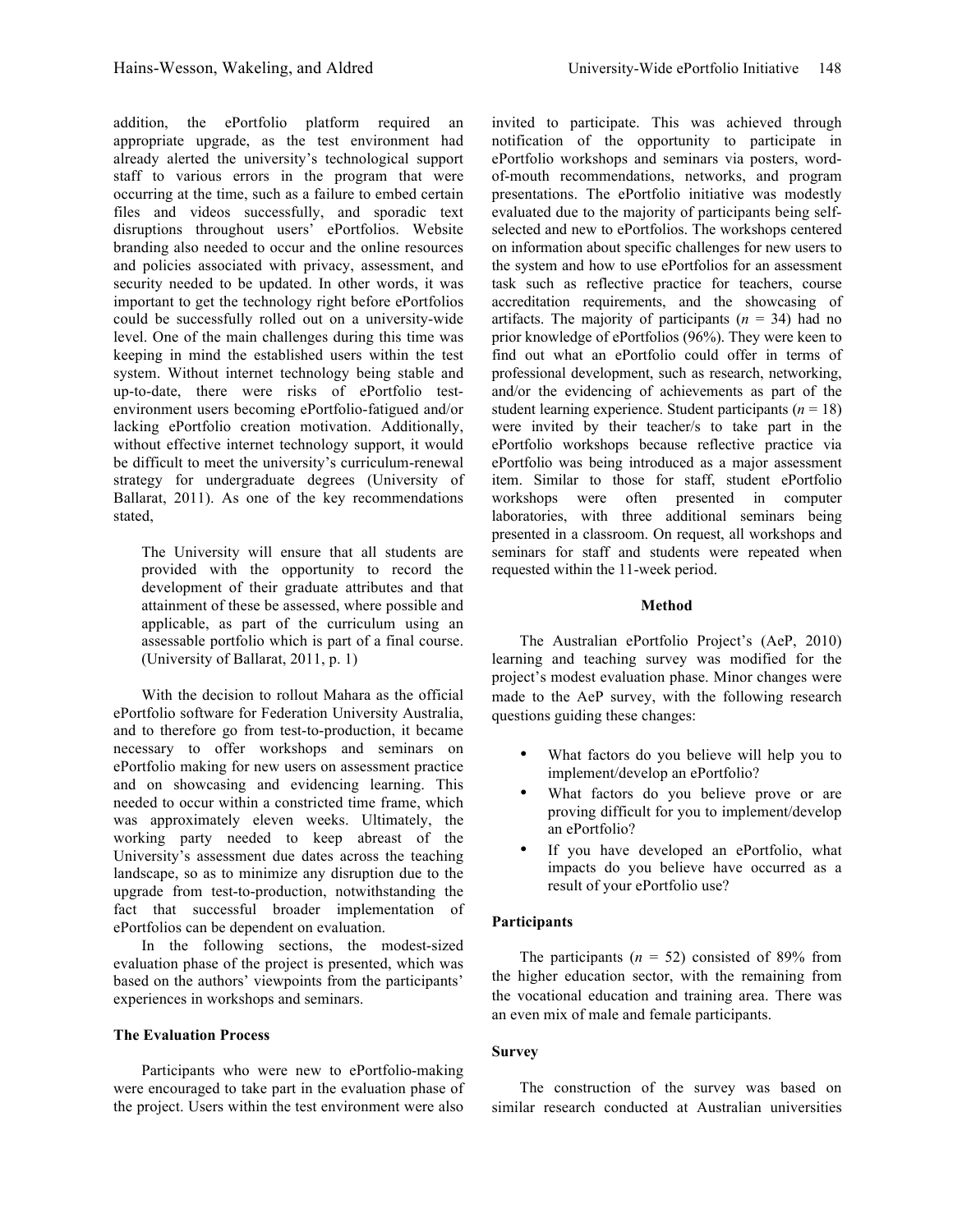addition, the ePortfolio platform required an appropriate upgrade, as the test environment had already alerted the university's technological support staff to various errors in the program that were occurring at the time, such as a failure to embed certain files and videos successfully, and sporadic text disruptions throughout users' ePortfolios. Website branding also needed to occur and the online resources and policies associated with privacy, assessment, and security needed to be updated. In other words, it was important to get the technology right before ePortfolios could be successfully rolled out on a university-wide level. One of the main challenges during this time was keeping in mind the established users within the test system. Without internet technology being stable and up-to-date, there were risks of ePortfolio test-environment users becoming ePortfolio-fatigued and/or lacking ePortfolio creation motivation. Additionally, without effective internet technology support, it would be difficult to meet the university's curriculum-renewal strategy for undergraduate degrees (University of Ballarat, 2011). As one of the key recommendations stated,

> The University will ensure that all students are provided with the opportunity to record the development of their graduate attributes and that attainment of these be assessed, where possible and applicable, as part of the curriculum using an assessable portfolio which is part of a final course. (University of Ballarat, 2011, p. 1)

With the decision to rollout Mahara as the official ePortfolio software for Federation University Australia, and to therefore go from test-to-production, it became necessary to offer workshops and seminars on ePortfolio making for new users on assessment practice and on showcasing and evidencing learning. This needed to occur within a constricted time frame, which was approximately eleven weeks. Ultimately, the working party needed to keep abreast of the University's assessment due dates across the teaching landscape, so as to minimize any disruption due to the upgrade from test-to-production, notwithstanding the fact that successful broader implementation of ePortfolios can be dependent on evaluation.

In the following sections, the modest-sized evaluation phase of the project is presented, which was based on the authors' viewpoints from the participants' experiences in workshops and seminars.

### The Evaluation Process

Participants who were new to ePortfolio-making were encouraged to take part in the evaluation phase of the project. Users within the test environment were also invited to participate. This was achieved through notification of the opportunity to participate in ePortfolio workshops and seminars via posters, word-of-mouth recommendations, networks, and program presentations. The ePortfolio initiative was modestly evaluated due to the majority of participants being self-selected and new to ePortfolios. The workshops centered on information about specific challenges for new users to the system and how to use ePortfolios for an assessment task such as reflective practice for teachers, course accreditation requirements, and the showcasing of artifacts. The majority of participants ($n$ = 34) had no prior knowledge of ePortfolios (96%). They were keen to find out what an ePortfolio could offer in terms of professional development, such as research, networking, and/or the evidencing of achievements as part of the student learning experience. Student participants ($n$ = 18) were invited by their teacher/s to take part in the ePortfolio workshops because reflective practice via ePortfolio was being introduced as a major assessment item. Similar to those for staff, student ePortfolio workshops were often presented in computer laboratories, with three additional seminars being presented in a classroom. On request, all workshops and seminars for staff and students were repeated when requested within the 11-week period.

## Method

The Australian ePortfolio Project's (AeP, 2010) learning and teaching survey was modified for the project's modest evaluation phase. Minor changes were made to the AeP survey, with the following research questions guiding these changes:

- What factors do you believe will help you to implement/develop an ePortfolio?
- What factors do you believe prove or are proving difficult for you to implement/develop an ePortfolio?
- If you have developed an ePortfolio, what impacts do you believe have occurred as a result of your ePortfolio use?

### Participants

The participants ($n$ = 52) consisted of 89% from the higher education sector, with the remaining from the vocational education and training area. There was an even mix of male and female participants.

### Survey

The construction of the survey was based on similar research conducted at Australian universities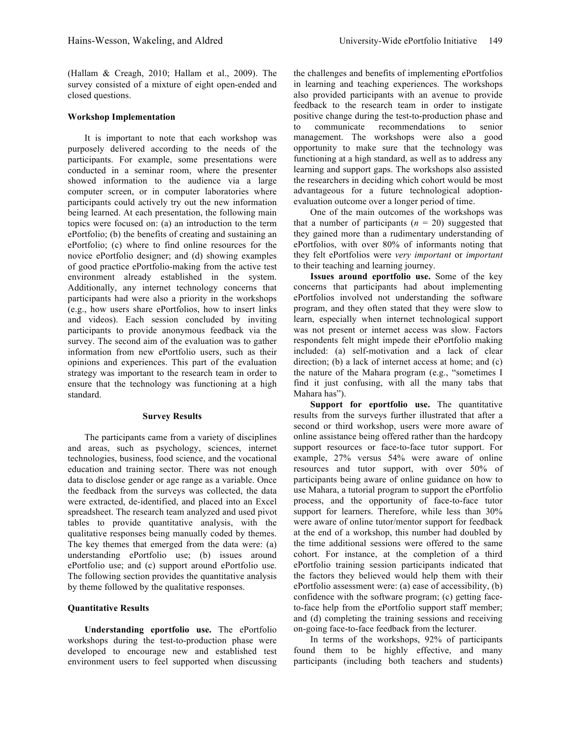(Hallam & Creagh, 2010; Hallam et al., 2009). The survey consisted of a mixture of eight open-ended and closed questions.

### Workshop Implementation

It is important to note that each workshop was purposely delivered according to the needs of the participants. For example, some presentations were conducted in a seminar room, where the presenter showed information to the audience via a large computer screen, or in computer laboratories where participants could actively try out the new information being learned. At each presentation, the following main topics were focused on: (a) an introduction to the term ePortfolio; (b) the benefits of creating and sustaining an ePortfolio; (c) where to find online resources for the novice ePortfolio designer; and (d) showing examples of good practice ePortfolio-making from the active test environment already established in the system. Additionally, any internet technology concerns that participants had were also a priority in the workshops (e.g., how users share ePortfolios, how to insert links and videos). Each session concluded by inviting participants to provide anonymous feedback via the survey. The second aim of the evaluation was to gather information from new ePortfolio users, such as their opinions and experiences. This part of the evaluation strategy was important to the research team in order to ensure that the technology was functioning at a high standard.

## Survey Results

The participants came from a variety of disciplines and areas, such as psychology, sciences, internet technologies, business, food science, and the vocational education and training sector. There was not enough data to disclose gender or age range as a variable. Once the feedback from the surveys was collected, the data were extracted, de-identified, and placed into an Excel spreadsheet. The research team analyzed and used pivot tables to provide quantitative analysis, with the qualitative responses being manually coded by themes. The key themes that emerged from the data were: (a) understanding ePortfolio use; (b) issues around ePortfolio use; and (c) support around ePortfolio use. The following section provides the quantitative analysis by theme followed by the qualitative responses.

### Quantitative Results

**Understanding eportfolio use.** The ePortfolio workshops during the test-to-production phase were developed to encourage new and established test environment users to feel supported when discussing the challenges and benefits of implementing ePortfolios in learning and teaching experiences. The workshops also provided participants with an avenue to provide feedback to the research team in order to instigate positive change during the test-to-production phase and to communicate recommendations to senior management. The workshops were also a good opportunity to make sure that the technology was functioning at a high standard, as well as to address any learning and support gaps. The workshops also assisted the researchers in deciding which cohort would be most advantageous for a future technological adoption-evaluation outcome over a longer period of time.

One of the main outcomes of the workshops was that a number of participants ($n$ = 20) suggested that they gained more than a rudimentary understanding of ePortfolios, with over 80% of informants noting that they felt ePortfolios were *very important* or *important* to their teaching and learning journey.

**Issues around eportfolio use.** Some of the key concerns that participants had about implementing ePortfolios involved not understanding the software program, and they often stated that they were slow to learn, especially when internet technological support was not present or internet access was slow. Factors respondents felt might impede their ePortfolio making included: (a) self-motivation and a lack of clear direction; (b) a lack of internet access at home; and (c) the nature of the Mahara program (e.g., "sometimes I find it just confusing, with all the many tabs that Mahara has").

**Support for eportfolio use.** The quantitative results from the surveys further illustrated that after a second or third workshop, users were more aware of online assistance being offered rather than the hardcopy support resources or face-to-face tutor support. For example, 27% versus 54% were aware of online resources and tutor support, with over 50% of participants being aware of online guidance on how to use Mahara, a tutorial program to support the ePortfolio process, and the opportunity of face-to-face tutor support for learners. Therefore, while less than 30% were aware of online tutor/mentor support for feedback at the end of a workshop, this number had doubled by the time additional sessions were offered to the same cohort. For instance, at the completion of a third ePortfolio training session participants indicated that the factors they believed would help them with their ePortfolio assessment were: (a) ease of accessibility, (b) confidence with the software program; (c) getting face-to-face help from the ePortfolio support staff member; and (d) completing the training sessions and receiving on-going face-to-face feedback from the lecturer.

In terms of the workshops, 92% of participants found them to be highly effective, and many participants (including both teachers and students)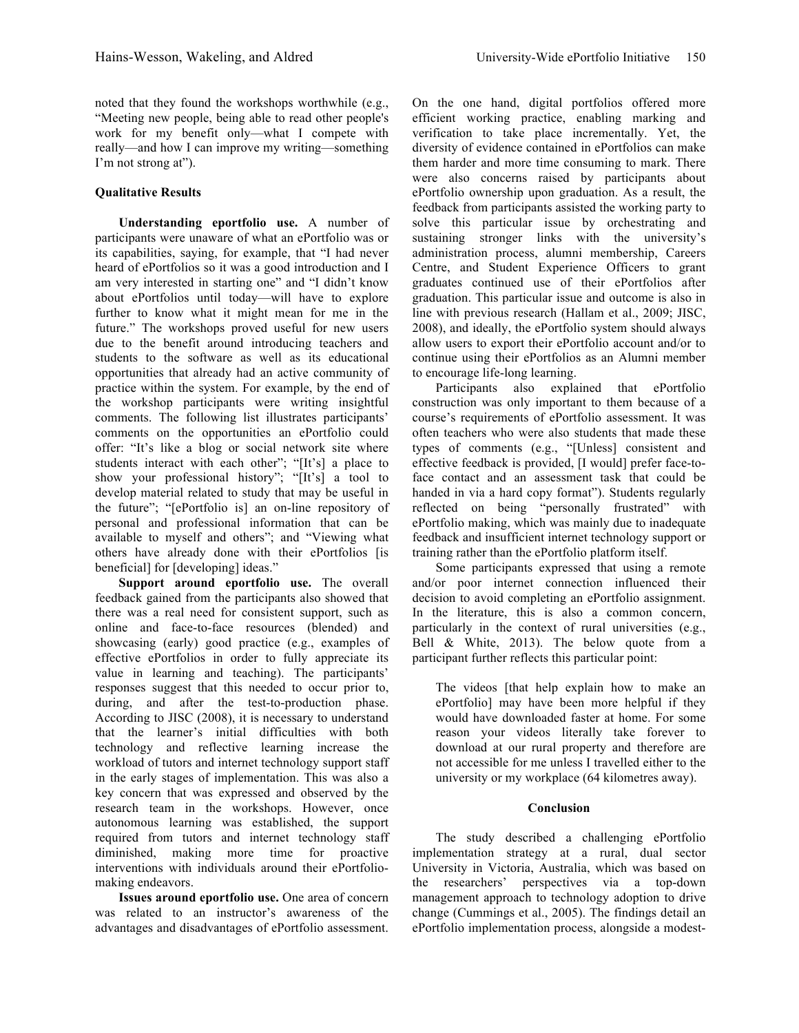noted that they found the workshops worthwhile (e.g., "Meeting new people, being able to read other people's work for my benefit only—what I compete with really—and how I can improve my writing—something I'm not strong at").

### Qualitative Results

**Understanding eportfolio use.** A number of participants were unaware of what an ePortfolio was or its capabilities, saying, for example, that "I had never heard of ePortfolios so it was a good introduction and I am very interested in starting one" and "I didn't know about ePortfolios until today—will have to explore further to know what it might mean for me in the future." The workshops proved useful for new users due to the benefit around introducing teachers and students to the software as well as its educational opportunities that already had an active community of practice within the system. For example, by the end of the workshop participants were writing insightful comments. The following list illustrates participants' comments on the opportunities an ePortfolio could offer: "It's like a blog or social network site where students interact with each other"; "[It's] a place to show your professional history"; "[It's] a tool to develop material related to study that may be useful in the future"; "[ePortfolio is] an on-line repository of personal and professional information that can be available to myself and others"; and "Viewing what others have already done with their ePortfolios [is beneficial] for [developing] ideas."

**Support around eportfolio use.** The overall feedback gained from the participants also showed that there was a real need for consistent support, such as online and face-to-face resources (blended) and showcasing (early) good practice (e.g., examples of effective ePortfolios in order to fully appreciate its value in learning and teaching). The participants' responses suggest that this needed to occur prior to, during, and after the test-to-production phase. According to JISC (2008), it is necessary to understand that the learner's initial difficulties with both technology and reflective learning increase the workload of tutors and internet technology support staff in the early stages of implementation. This was also a key concern that was expressed and observed by the research team in the workshops. However, once autonomous learning was established, the support required from tutors and internet technology staff diminished, making more time for proactive interventions with individuals around their ePortfolio-making endeavors.

**Issues around eportfolio use.** One area of concern was related to an instructor's awareness of the advantages and disadvantages of ePortfolio assessment. On the one hand, digital portfolios offered more efficient working practice, enabling marking and verification to take place incrementally. Yet, the diversity of evidence contained in ePortfolios can make them harder and more time consuming to mark. There were also concerns raised by participants about ePortfolio ownership upon graduation. As a result, the feedback from participants assisted the working party to solve this particular issue by orchestrating and sustaining stronger links with the university's administration process, alumni membership, Careers Centre, and Student Experience Officers to grant graduates continued use of their ePortfolios after graduation. This particular issue and outcome is also in line with previous research (Hallam et al., 2009; JISC, 2008), and ideally, the ePortfolio system should always allow users to export their ePortfolio account and/or to continue using their ePortfolios as an Alumni member to encourage life-long learning.

Participants also explained that ePortfolio construction was only important to them because of a course's requirements of ePortfolio assessment. It was often teachers who were also students that made these types of comments (e.g., "[Unless] consistent and effective feedback is provided, [I would] prefer face-to-face contact and an assessment task that could be handed in via a hard copy format"). Students regularly reflected on being "personally frustrated" with ePortfolio making, which was mainly due to inadequate feedback and insufficient internet technology support or training rather than the ePortfolio platform itself.

Some participants expressed that using a remote and/or poor internet connection influenced their decision to avoid completing an ePortfolio assignment. In the literature, this is also a common concern, particularly in the context of rural universities (e.g., Bell & White, 2013). The below quote from a participant further reflects this particular point:

> The videos [that help explain how to make an ePortfolio] may have been more helpful if they would have downloaded faster at home. For some reason your videos literally take forever to download at our rural property and therefore are not accessible for me unless I travelled either to the university or my workplace (64 kilometres away).

## Conclusion

The study described a challenging ePortfolio implementation strategy at a rural, dual sector University in Victoria, Australia, which was based on the researchers' perspectives via a top-down management approach to technology adoption to drive change (Cummings et al., 2005). The findings detail an ePortfolio implementation process, alongside a modest-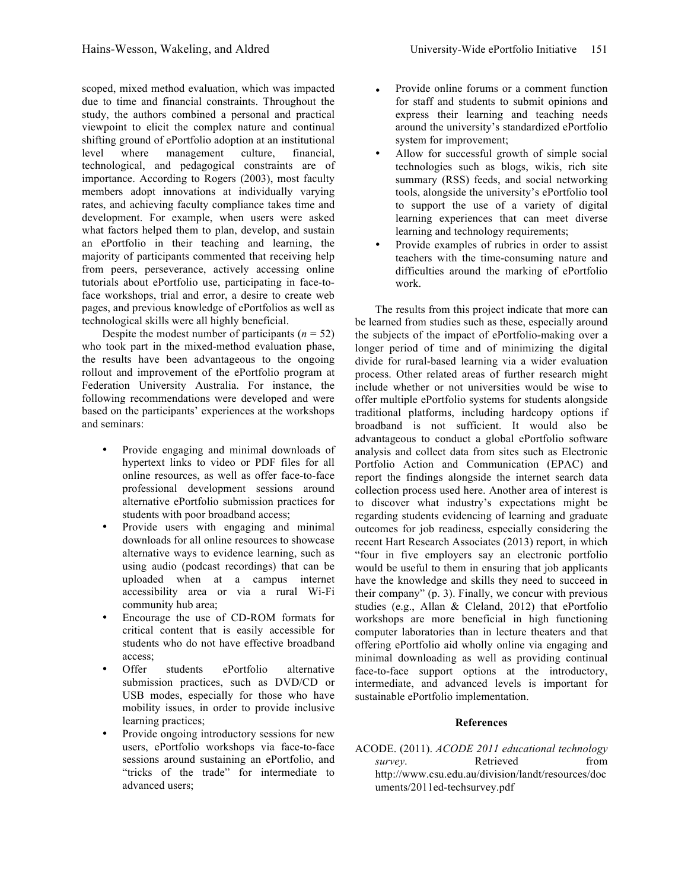scoped, mixed method evaluation, which was impacted due to time and financial constraints. Throughout the study, the authors combined a personal and practical viewpoint to elicit the complex nature and continual shifting ground of ePortfolio adoption at an institutional level where management culture, financial, technological, and pedagogical constraints are of importance. According to Rogers (2003), most faculty members adopt innovations at individually varying rates, and achieving faculty compliance takes time and development. For example, when users were asked what factors helped them to plan, develop, and sustain an ePortfolio in their teaching and learning, the majority of participants commented that receiving help from peers, perseverance, actively accessing online tutorials about ePortfolio use, participating in face-to-face workshops, trial and error, a desire to create web pages, and previous knowledge of ePortfolios as well as technological skills were all highly beneficial.

Despite the modest number of participants ($n$ = 52) who took part in the mixed-method evaluation phase, the results have been advantageous to the ongoing rollout and improvement of the ePortfolio program at Federation University Australia. For instance, the following recommendations were developed and were based on the participants' experiences at the workshops and seminars:

- Provide engaging and minimal downloads of hypertext links to video or PDF files for all online resources, as well as offer face-to-face professional development sessions around alternative ePortfolio submission practices for students with poor broadband access;
- Provide users with engaging and minimal downloads for all online resources to showcase alternative ways to evidence learning, such as using audio (podcast recordings) that can be uploaded when at a campus internet accessibility area or via a rural Wi-Fi community hub area;
- Encourage the use of CD-ROM formats for critical content that is easily accessible for students who do not have effective broadband access;
- Offer students ePortfolio alternative submission practices, such as DVD/CD or USB modes, especially for those who have mobility issues, in order to provide inclusive learning practices;
- Provide ongoing introductory sessions for new users, ePortfolio workshops via face-to-face sessions around sustaining an ePortfolio, and "tricks of the trade" for intermediate to advanced users;
- Provide online forums or a comment function for staff and students to submit opinions and express their learning and teaching needs around the university's standardized ePortfolio system for improvement;
- Allow for successful growth of simple social technologies such as blogs, wikis, rich site summary (RSS) feeds, and social networking tools, alongside the university's ePortfolio tool to support the use of a variety of digital learning experiences that can meet diverse learning and technology requirements;
- Provide examples of rubrics in order to assist teachers with the time-consuming nature and difficulties around the marking of ePortfolio work.

The results from this project indicate that more can be learned from studies such as these, especially around the subjects of the impact of ePortfolio-making over a longer period of time and of minimizing the digital divide for rural-based learning via a wider evaluation process. Other related areas of further research might include whether or not universities would be wise to offer multiple ePortfolio systems for students alongside traditional platforms, including hardcopy options if broadband is not sufficient. It would also be advantageous to conduct a global ePortfolio software analysis and collect data from sites such as Electronic Portfolio Action and Communication (EPAC) and report the findings alongside the internet search data collection process used here. Another area of interest is to discover what industry's expectations might be regarding students evidencing of learning and graduate outcomes for job readiness, especially considering the recent Hart Research Associates (2013) report, in which "four in five employers say an electronic portfolio would be useful to them in ensuring that job applicants have the knowledge and skills they need to succeed in their company" (p. 3). Finally, we concur with previous studies (e.g., Allan & Cleland, 2012) that ePortfolio workshops are more beneficial in high functioning computer laboratories than in lecture theaters and that offering ePortfolio aid wholly online via engaging and minimal downloading as well as providing continual face-to-face support options at the introductory, intermediate, and advanced levels is important for sustainable ePortfolio implementation.

## References

ACODE. (2011). *ACODE 2011 educational technology survey*. Retrieved from http://www.csu.edu.au/division/landt/resources/documents/2011ed-techsurvey.pdf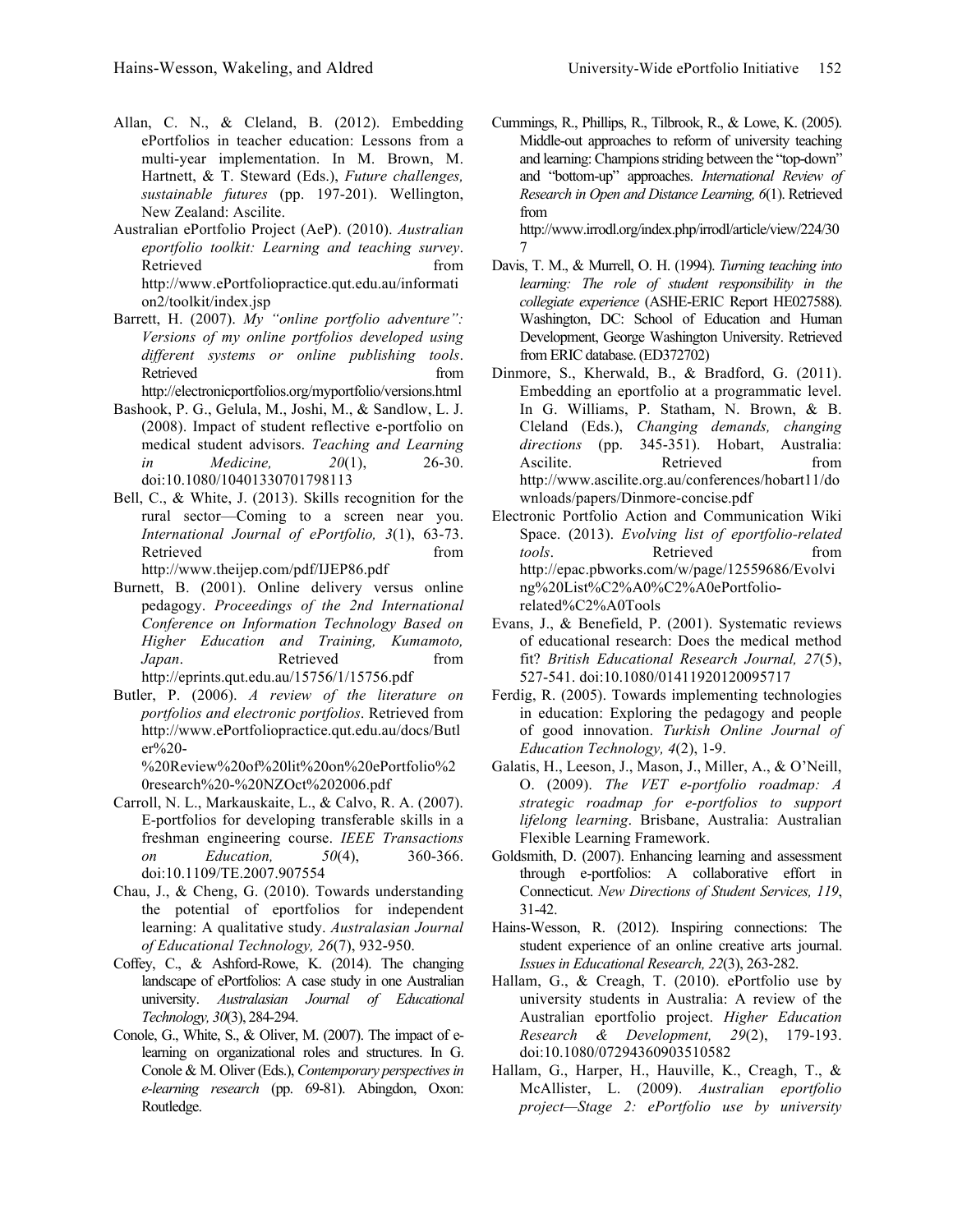Allan, C. N., & Cleland, B. (2012). Embedding ePortfolios in teacher education: Lessons from a multi-year implementation. In M. Brown, M. Hartnett, & T. Steward (Eds.), *Future challenges, sustainable futures* (pp. 197-201). Wellington, New Zealand: Ascilite.

Australian ePortfolio Project (AeP). (2010). *Australian eportfolio toolkit: Learning and teaching survey*. Retrieved from http://www.ePortfoliopractice.qut.edu.au/information2/toolkit/index.jsp

Barrett, H. (2007). *My "online portfolio adventure": Versions of my online portfolios developed using different systems or online publishing tools*. Retrieved from http://electronicportfolios.org/myportfolio/versions.html

Bashook, P. G., Gelula, M., Joshi, M., & Sandlow, L. J. (2008). Impact of student reflective e-portfolio on medical student advisors. *Teaching and Learning in Medicine, 20*(1), 26-30. doi:10.1080/10401330701798113

Bell, C., & White, J. (2013). Skills recognition for the rural sector—Coming to a screen near you. *International Journal of ePortfolio, 3*(1), 63-73. Retrieved from http://www.theijep.com/pdf/IJEP86.pdf

Burnett, B. (2001). Online delivery versus online pedagogy. *Proceedings of the 2nd International Conference on Information Technology Based on Higher Education and Training, Kumamoto, Japan*. Retrieved from http://eprints.qut.edu.au/15756/1/15756.pdf

Butler, P. (2006). *A review of the literature on portfolios and electronic portfolios*. Retrieved from http://www.ePortfoliopractice.qut.edu.au/docs/Butler%20-%20Review%20of%20lit%20on%20ePortfolio%20research%20-%20NZOct%202006.pdf

Carroll, N. L., Markauskaite, L., & Calvo, R. A. (2007). E-portfolios for developing transferable skills in a freshman engineering course. *IEEE Transactions on Education, 50*(4), 360-366. doi:10.1109/TE.2007.907554

Chau, J., & Cheng, G. (2010). Towards understanding the potential of eportfolios for independent learning: A qualitative study. *Australasian Journal of Educational Technology, 26*(7), 932-950.

Coffey, C., & Ashford-Rowe, K. (2014). The changing landscape of ePortfolios: A case study in one Australian university. *Australasian Journal of Educational Technology, 30*(3), 284-294.

Conole, G., White, S., & Oliver, M. (2007). The impact of e-learning on organizational roles and structures. In G. Conole & M. Oliver (Eds.), *Contemporary perspectives in e-learning research* (pp. 69-81). Abingdon, Oxon: Routledge.

Cummings, R., Phillips, R., Tilbrook, R., & Lowe, K. (2005). Middle-out approaches to reform of university teaching and learning: Champions striding between the "top-down" and "bottom-up" approaches. *International Review of Research in Open and Distance Learning, 6*(1). Retrieved from http://www.irrodl.org/index.php/irrodl/article/view/224/307

Davis, T. M., & Murrell, O. H. (1994). *Turning teaching into learning: The role of student responsibility in the collegiate experience* (ASHE-ERIC Report HE027588). Washington, DC: School of Education and Human Development, George Washington University. Retrieved from ERIC database. (ED372702)

Dinmore, S., Kherwald, B., & Bradford, G. (2011). Embedding an eportfolio at a programmatic level. In G. Williams, P. Statham, N. Brown, & B. Cleland (Eds.), *Changing demands, changing directions* (pp. 345-351). Hobart, Australia: Ascilite. Retrieved from http://www.ascilite.org.au/conferences/hobart11/downloads/papers/Dinmore-concise.pdf

Electronic Portfolio Action and Communication Wiki Space. (2013). *Evolving list of eportfolio-related tools*. Retrieved from http://epac.pbworks.com/w/page/12559686/Evolving%20List%C2%A0%C2%A0ePortfolio-related%C2%A0Tools

Evans, J., & Benefield, P. (2001). Systematic reviews of educational research: Does the medical method fit? *British Educational Research Journal, 27*(5), 527-541. doi:10.1080/01411920120095717

Ferdig, R. (2005). Towards implementing technologies in education: Exploring the pedagogy and people of good innovation. *Turkish Online Journal of Education Technology, 4*(2), 1-9.

Galatis, H., Leeson, J., Mason, J., Miller, A., & O'Neill, O. (2009). *The VET e-portfolio roadmap: A strategic roadmap for e-portfolios to support lifelong learning*. Brisbane, Australia: Australian Flexible Learning Framework.

Goldsmith, D. (2007). Enhancing learning and assessment through e-portfolios: A collaborative effort in Connecticut. *New Directions of Student Services, 119*, 31-42.

Hains-Wesson, R. (2012). Inspiring connections: The student experience of an online creative arts journal. *Issues in Educational Research, 22*(3), 263-282.

Hallam, G., & Creagh, T. (2010). ePortfolio use by university students in Australia: A review of the Australian eportfolio project. *Higher Education Research & Development, 29*(2), 179-193. doi:10.1080/07294360903510582

Hallam, G., Harper, H., Hauville, K., Creagh, T., & McAllister, L. (2009). *Australian eportfolio project—Stage 2: ePortfolio use by university*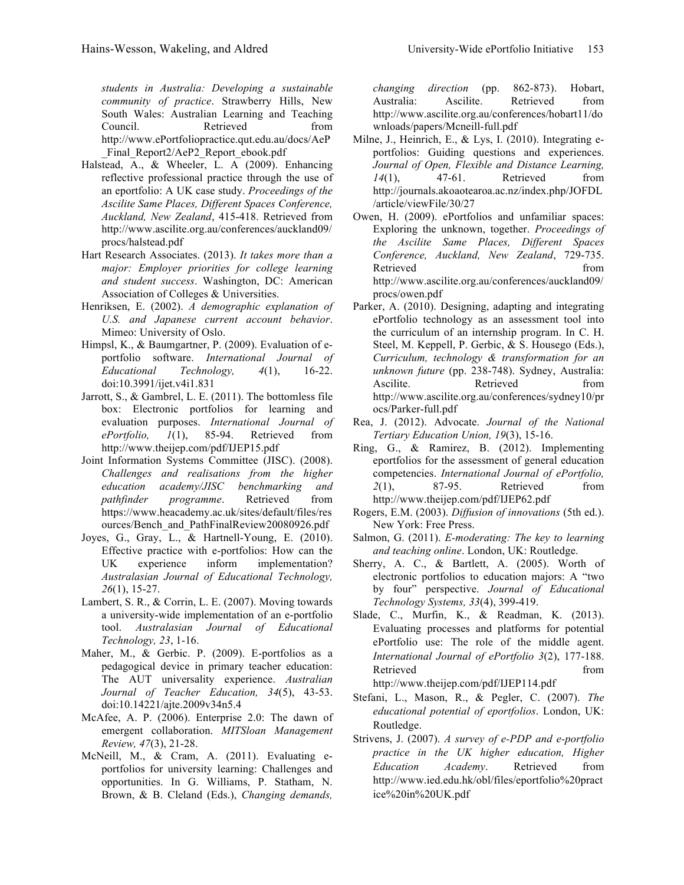*students in Australia: Developing a sustainable community of practice*. Strawberry Hills, New South Wales: Australian Learning and Teaching Council. Retrieved from http://www.ePortfoliopractice.qut.edu.au/docs/AeP_Final_Report2/AeP2_Report_ebook.pdf

Halstead, A., & Wheeler, L. A (2009). Enhancing reflective professional practice through the use of an eportfolio: A UK case study. *Proceedings of the Ascilite Same Places, Different Spaces Conference, Auckland, New Zealand*, 415-418. Retrieved from http://www.ascilite.org.au/conferences/auckland09/procs/halstead.pdf

Hart Research Associates. (2013). *It takes more than a major: Employer priorities for college learning and student success*. Washington, DC: American Association of Colleges & Universities.

Henriksen, E. (2002). *A demographic explanation of U.S. and Japanese current account behavior*. Mimeo: University of Oslo.

Himpsl, K., & Baumgartner, P. (2009). Evaluation of e-portfolio software. *International Journal of Educational Technology, 4*(1), 16-22. doi:10.3991/ijet.v4i1.831

Jarrott, S., & Gambrel, L. E. (2011). The bottomless file box: Electronic portfolios for learning and evaluation purposes. *International Journal of ePortfolio, 1*(1), 85-94. Retrieved from http://www.theijep.com/pdf/IJEP15.pdf

Joint Information Systems Committee (JISC). (2008). *Challenges and realisations from the higher education academy/JISC benchmarking and pathfinder programme*. Retrieved from https://www.heacademy.ac.uk/sites/default/files/resources/Bench_and_PathFinalReview20080926.pdf

Joyes, G., Gray, L., & Hartnell-Young, E. (2010). Effective practice with e-portfolios: How can the UK experience inform implementation? *Australasian Journal of Educational Technology, 26*(1), 15-27.

Lambert, S. R., & Corrin, L. E. (2007). Moving towards a university-wide implementation of an e-portfolio tool. *Australasian Journal of Educational Technology, 23*, 1-16.

Maher, M., & Gerbic. P. (2009). E-portfolios as a pedagogical device in primary teacher education: The AUT universality experience. *Australian Journal of Teacher Education, 34*(5), 43-53. doi:10.14221/ajte.2009v34n5.4

McAfee, A. P. (2006). Enterprise 2.0: The dawn of emergent collaboration. *MITSloan Management Review, 47*(3), 21-28.

McNeill, M., & Cram, A. (2011). Evaluating e-portfolios for university learning: Challenges and opportunities. In G. Williams, P. Statham, N. Brown, & B. Cleland (Eds.), *Changing demands, changing direction* (pp. 862-873). Hobart, Australia: Ascilite. Retrieved from http://www.ascilite.org.au/conferences/hobart11/downloads/papers/Mcneill-full.pdf

Milne, J., Heinrich, E., & Lys, I. (2010). Integrating e-portfolios: Guiding questions and experiences. *Journal of Open, Flexible and Distance Learning, 14*(1), 47-61. Retrieved from http://journals.akoaotearoa.ac.nz/index.php/JOFDL/article/viewFile/30/27

Owen, H. (2009). ePortfolios and unfamiliar spaces: Exploring the unknown, together. *Proceedings of the Ascilite Same Places, Different Spaces Conference, Auckland, New Zealand*, 729-735. Retrieved from http://www.ascilite.org.au/conferences/auckland09/procs/owen.pdf

Parker, A. (2010). Designing, adapting and integrating ePortfolio technology as an assessment tool into the curriculum of an internship program. In C. H. Steel, M. Keppell, P. Gerbic, & S. Housego (Eds.), *Curriculum, technology & transformation for an unknown future* (pp. 238-748). Sydney, Australia: Ascilite. Retrieved from http://www.ascilite.org.au/conferences/sydney10/procs/Parker-full.pdf

Rea, J. (2012). Advocate. *Journal of the National Tertiary Education Union, 19*(3), 15-16.

Ring, G., & Ramirez, B. (2012). Implementing eportfolios for the assessment of general education competencies. *International Journal of ePortfolio, 2*(1), 87-95. Retrieved from http://www.theijep.com/pdf/IJEP62.pdf

Rogers, E.M. (2003). *Diffusion of innovations* (5th ed.). New York: Free Press.

Salmon, G. (2011). *E-moderating: The key to learning and teaching online*. London, UK: Routledge.

Sherry, A. C., & Bartlett, A. (2005). Worth of electronic portfolios to education majors: A "two by four" perspective. *Journal of Educational Technology Systems, 33*(4), 399-419.

Slade, C., Murfin, K., & Readman, K. (2013). Evaluating processes and platforms for potential ePortfolio use: The role of the middle agent. *International Journal of ePortfolio 3*(2), 177-188. Retrieved from http://www.theijep.com/pdf/IJEP114.pdf

Stefani, L., Mason, R., & Pegler, C. (2007). *The educational potential of eportfolios*. London, UK: Routledge.

Strivens, J. (2007). *A survey of e-PDP and e-portfolio practice in the UK higher education, Higher Education Academy*. Retrieved from http://www.ied.edu.hk/obl/files/eportfolio%20practice%20in%20UK.pdf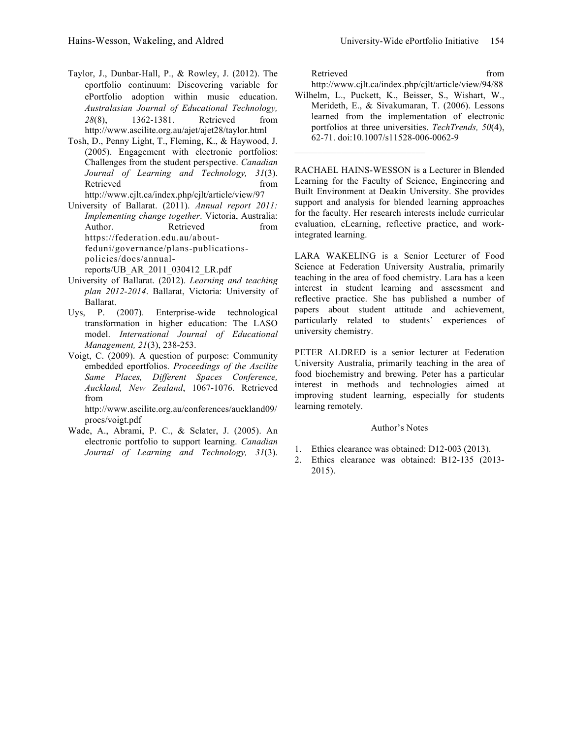Taylor, J., Dunbar-Hall, P., & Rowley, J. (2012). The eportfolio continuum: Discovering variable for ePortfolio adoption within music education. *Australasian Journal of Educational Technology, 28*(8), 1362-1381. Retrieved from http://www.ascilite.org.au/ajet/ajet28/taylor.html

Tosh, D., Penny Light, T., Fleming, K., & Haywood, J. (2005). Engagement with electronic portfolios: Challenges from the student perspective. *Canadian Journal of Learning and Technology, 31*(3). Retrieved from http://www.cjlt.ca/index.php/cjlt/article/view/97

University of Ballarat. (2011). *Annual report 2011: Implementing change together*. Victoria, Australia: Author. Retrieved from https://federation.edu.au/about-feduni/governance/plans-publications-policies/docs/annual-reports/UB_AR_2011_030412_LR.pdf

University of Ballarat. (2012). *Learning and teaching plan 2012-2014*. Ballarat, Victoria: University of Ballarat.

Uys, P. (2007). Enterprise-wide technological transformation in higher education: The LASO model. *International Journal of Educational Management, 21*(3), 238-253.

Voigt, C. (2009). A question of purpose: Community embedded eportfolios. *Proceedings of the Ascilite Same Places, Different Spaces Conference, Auckland, New Zealand*, 1067-1076. Retrieved from http://www.ascilite.org.au/conferences/auckland09/procs/voigt.pdf

Wade, A., Abrami, P. C., & Sclater, J. (2005). An electronic portfolio to support learning. *Canadian Journal of Learning and Technology, 31*(3). Retrieved from http://www.cjlt.ca/index.php/cjlt/article/view/94/88

Wilhelm, L., Puckett, K., Beisser, S., Wishart, W., Merideth, E., & Sivakumaran, T. (2006). Lessons learned from the implementation of electronic portfolios at three universities. *TechTrends, 50*(4), 62-71. doi:10.1007/s11528-006-0062-9

---

RACHAEL HAINS-WESSON is a Lecturer in Blended Learning for the Faculty of Science, Engineering and Built Environment at Deakin University. She provides support and analysis for blended learning approaches for the faculty. Her research interests include curricular evaluation, eLearning, reflective practice, and work-integrated learning.

LARA WAKELING is a Senior Lecturer of Food Science at Federation University Australia, primarily teaching in the area of food chemistry. Lara has a keen interest in student learning and assessment and reflective practice. She has published a number of papers about student attitude and achievement, particularly related to students' experiences of university chemistry.

PETER ALDRED is a senior lecturer at Federation University Australia, primarily teaching in the area of food biochemistry and brewing. Peter has a particular interest in methods and technologies aimed at improving student learning, especially for students learning remotely.

## Author's Notes

1. Ethics clearance was obtained: D12-003 (2013).
2. Ethics clearance was obtained: B12-135 (2013-2015).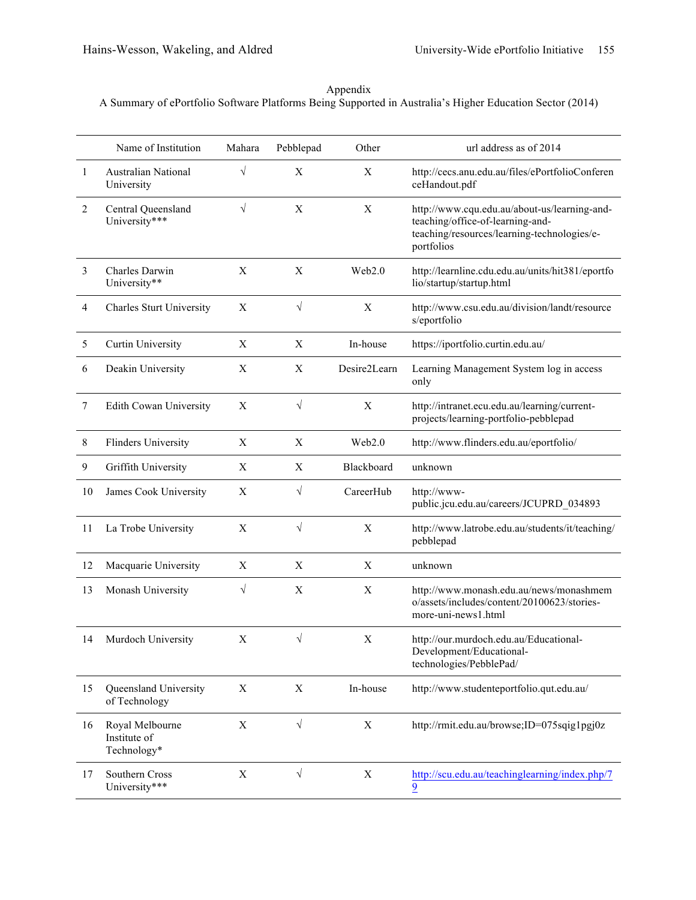Appendix

A Summary of ePortfolio Software Platforms Being Supported in Australia's Higher Education Sector (2014)

| | Name of Institution | Mahara | Pebblepad | Other | url address as of 2014 |
|---|---|---|---|---|---|
| 1 | Australian National University | √ | X | X | http://cecs.anu.edu.au/files/ePortfolioConferenceHandout.pdf |
| 2 | Central Queensland University*** | √ | X | X | http://www.cqu.edu.au/about-us/learning-and-teaching/office-of-learning-and-teaching/resources/learning-technologies/e-portfolios |
| 3 | Charles Darwin University** | X | X | Web2.0 | http://learnline.cdu.edu.au/units/hit381/eportfolio/startup/startup.html |
| 4 | Charles Sturt University | X | √ | X | http://www.csu.edu.au/division/landt/resources/eportfolio |
| 5 | Curtin University | X | X | In-house | https://iportfolio.curtin.edu.au/ |
| 6 | Deakin University | X | X | Desire2Learn | Learning Management System log in access only |
| 7 | Edith Cowan University | X | √ | X | http://intranet.ecu.edu.au/learning/current-projects/learning-portfolio-pebblepad |
| 8 | Flinders University | X | X | Web2.0 | http://www.flinders.edu.au/eportfolio/ |
| 9 | Griffith University | X | X | Blackboard | unknown |
| 10 | James Cook University | X | √ | CareerHub | http://www-public.jcu.edu.au/careers/JCUPRD_034893 |
| 11 | La Trobe University | X | √ | X | http://www.latrobe.edu.au/students/it/teaching/pebblepad |
| 12 | Macquarie University | X | X | X | unknown |
| 13 | Monash University | √ | X | X | http://www.monash.edu.au/news/monashmemo/assets/includes/content/20100623/stories-more-uni-news1.html |
| 14 | Murdoch University | X | √ | X | http://our.murdoch.edu.au/Educational-Development/Educational-technologies/PebblePad/ |
| 15 | Queensland University of Technology | X | X | In-house | http://www.studenteportfolio.qut.edu.au/ |
| 16 | Royal Melbourne Institute of Technology* | X | √ | X | http://rmit.edu.au/browse;ID=075sqig1pgj0z |
| 17 | Southern Cross University*** | X | √ | X | http://scu.edu.au/teachinglearning/index.php/79 |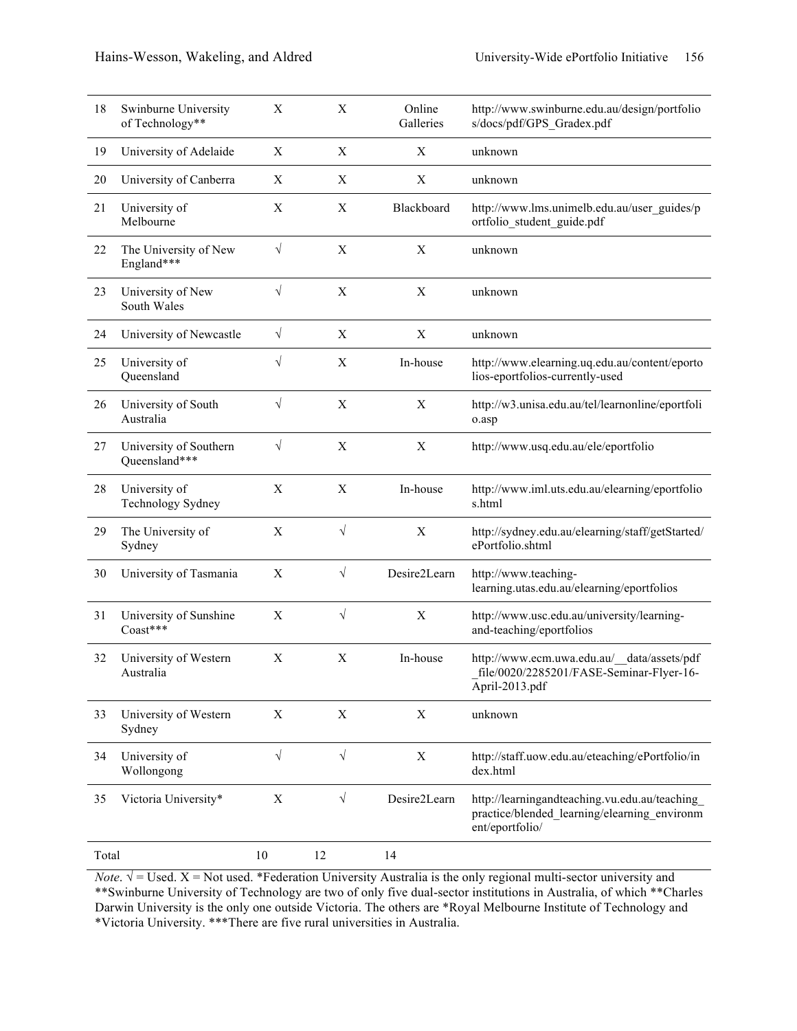| | | | | | |
|---|---|---|---|---|---|
| 18 | Swinburne University of Technology** | X | X | Online Galleries | http://www.swinburne.edu.au/design/portfolios/docs/pdf/GPS_Gradex.pdf |
| 19 | University of Adelaide | X | X | X | unknown |
| 20 | University of Canberra | X | X | X | unknown |
| 21 | University of Melbourne | X | X | Blackboard | http://www.lms.unimelb.edu.au/user_guides/portfolio_student_guide.pdf |
| 22 | The University of New England*** | √ | X | X | unknown |
| 23 | University of New South Wales | √ | X | X | unknown |
| 24 | University of Newcastle | √ | X | X | unknown |
| 25 | University of Queensland | √ | X | In-house | http://www.elearning.uq.edu.au/content/eportolios-eportfolios-currently-used |
| 26 | University of South Australia | √ | X | X | http://w3.unisa.edu.au/tel/learnonline/eportfolio.asp |
| 27 | University of Southern Queensland*** | √ | X | X | http://www.usq.edu.au/ele/eportfolio |
| 28 | University of Technology Sydney | X | X | In-house | http://www.iml.uts.edu.au/elearning/eportfolios.html |
| 29 | The University of Sydney | X | √ | X | http://sydney.edu.au/elearning/staff/getStarted/ePortfolio.shtml |
| 30 | University of Tasmania | X | √ | Desire2Learn | http://www.teaching-learning.utas.edu.au/elearning/eportfolios |
| 31 | University of Sunshine Coast*** | X | √ | X | http://www.usc.edu.au/university/learning-and-teaching/eportfolios |
| 32 | University of Western Australia | X | X | In-house | http://www.ecm.uwa.edu.au/__data/assets/pdf_file/0020/2285201/FASE-Seminar-Flyer-16-April-2013.pdf |
| 33 | University of Western Sydney | X | X | X | unknown |
| 34 | University of Wollongong | √ | √ | X | http://staff.uow.edu.au/eteaching/ePortfolio/index.html |
| 35 | Victoria University* | X | √ | Desire2Learn | http://learningandteaching.vu.edu.au/teaching_practice/blended_learning/elearning_environment/eportfolio/ |
| Total | | 10 | 12 | 14 | |

*Note*. √ = Used. X = Not used. *Federation University Australia is the only regional multi-sector university and **Swinburne University of Technology are two of only five dual-sector institutions in Australia, of which **Charles Darwin University is the only one outside Victoria. The others are *Royal Melbourne Institute of Technology and *Victoria University. ***There are five rural universities in Australia.